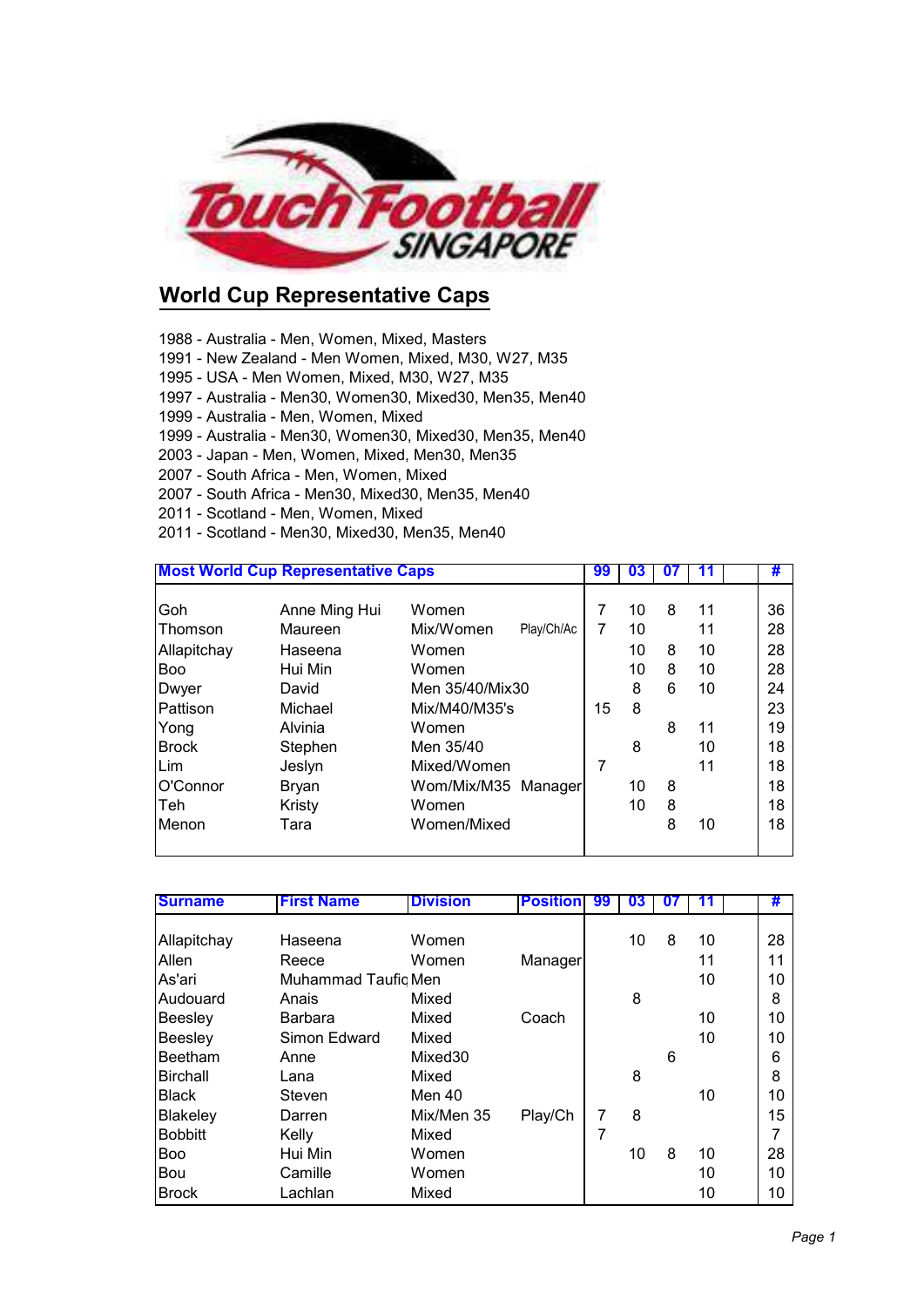Touch Football SINGAPORE

## World Cup Representative Caps

1988 - Australia - Men, Women, Mixed, Masters
1991 - New Zealand - Men Women, Mixed, M30, W27, M35
1995 - USA - Men Women, Mixed, M30, W27, M35
1997 - Australia - Men30, Women30, Mixed30, Men35, Men40
1999 - Australia - Men, Women, Mixed
1999 - Australia - Men30, Women30, Mixed30, Men35, Men40
2003 - Japan - Men, Women, Mixed, Men30, Men35
2007 - South Africa - Men, Women, Mixed
2007 - South Africa - Men30, Mixed30, Men35, Men40
2011 - Scotland - Men, Women, Mixed
2011 - Scotland - Men30, Mixed30, Men35, Men40

| **Most World Cup Representative Caps** | | | | **99** | **03** | **07** | **11** | | **#** |
|---|---|---|---|---|---|---|---|---|---|
| Goh | Anne Ming Hui | Women | | 7 | 10 | 8 | 11 | | 36 |
| Thomson | Maureen | Mix/Women | Play/Ch/Ac | 7 | 10 | | 11 | | 28 |
| Allapitchay | Haseena | Women | | | 10 | 8 | 10 | | 28 |
| Boo | Hui Min | Women | | | 10 | 8 | 10 | | 28 |
| Dwyer | David | Men 35/40/Mix30 | | | 8 | 6 | 10 | | 24 |
| Pattison | Michael | Mix/M40/M35's | | 15 | 8 | | | | 23 |
| Yong | Alvinia | Women | | | | 8 | 11 | | 19 |
| Brock | Stephen | Men 35/40 | | | 8 | | 10 | | 18 |
| Lim | Jeslyn | Mixed/Women | | 7 | | | 11 | | 18 |
| O'Connor | Bryan | Wom/Mix/M35 | Manager | | 10 | 8 | | | 18 |
| Teh | Kristy | Women | | | 10 | 8 | | | 18 |
| Menon | Tara | Women/Mixed | | | | 8 | 10 | | 18 |

| **Surname** | **First Name** | **Division** | **Position** | **99** | **03** | **07** | **11** | | **#** |
|---|---|---|---|---|---|---|---|---|---|
| Allapitchay | Haseena | Women | | | 10 | 8 | 10 | | 28 |
| Allen | Reece | Women | Manager | | | | 11 | | 11 |
| As'ari | Muhammad Taufiq | Men | | | | | 10 | | 10 |
| Audouard | Anais | Mixed | | | 8 | | | | 8 |
| Beesley | Barbara | Mixed | Coach | | | | 10 | | 10 |
| Beesley | Simon Edward | Mixed | | | | | 10 | | 10 |
| Beetham | Anne | Mixed30 | | | | 6 | | | 6 |
| Birchall | Lana | Mixed | | | 8 | | | | 8 |
| Black | Steven | Men 40 | | | | | 10 | | 10 |
| Blakeley | Darren | Mix/Men 35 | Play/Ch | 7 | 8 | | | | 15 |
| Bobbitt | Kelly | Mixed | | 7 | | | | | 7 |
| Boo | Hui Min | Women | | | 10 | 8 | 10 | | 28 |
| Bou | Camille | Women | | | | | 10 | | 10 |
| Brock | Lachlan | Mixed | | | | | 10 | | 10 |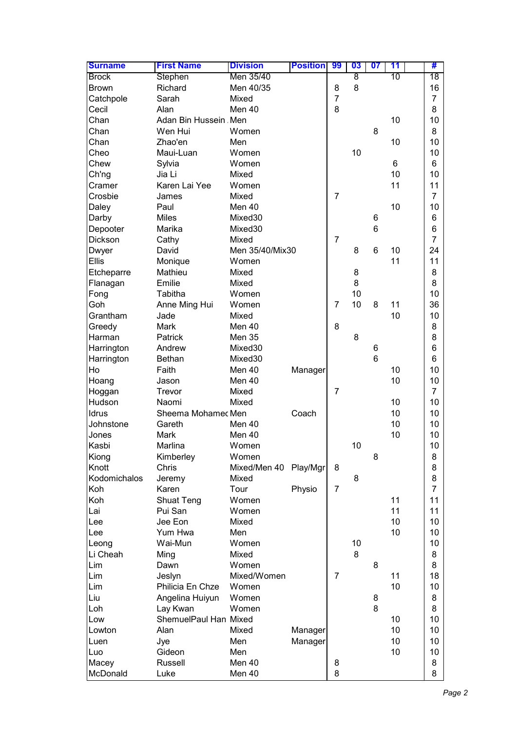| Surname | First Name | Division | Position | 99 | 03 | 07 | 11 | | # |
|---|---|---|---|---|---|---|---|---|---|
| Brock | Stephen | Men 35/40 | | | 8 | | 10 | | 18 |
| Brown | Richard | Men 40/35 | | 8 | 8 | | | | 16 |
| Catchpole | Sarah | Mixed | | 7 | | | | | 7 |
| Cecil | Alan | Men 40 | | 8 | | | | | 8 |
| Chan | Adan Bin Hussein | Men | | | | | 10 | | 10 |
| Chan | Wen Hui | Women | | | | 8 | | | 8 |
| Chan | Zhao'en | Men | | | | | 10 | | 10 |
| Cheo | Maui-Luan | Women | | | 10 | | | | 10 |
| Chew | Sylvia | Women | | | | | 6 | | 6 |
| Ch'ng | Jia Li | Mixed | | | | | 10 | | 10 |
| Cramer | Karen Lai Yee | Women | | | | | 11 | | 11 |
| Crosbie | James | Mixed | | 7 | | | | | 7 |
| Daley | Paul | Men 40 | | | | | 10 | | 10 |
| Darby | Miles | Mixed30 | | | | 6 | | | 6 |
| Depooter | Marika | Mixed30 | | | | 6 | | | 6 |
| Dickson | Cathy | Mixed | | 7 | | | | | 7 |
| Dwyer | David | Men 35/40/Mix30 | | | 8 | 6 | 10 | | 24 |
| Ellis | Monique | Women | | | | | 11 | | 11 |
| Etcheparre | Mathieu | Mixed | | | 8 | | | | 8 |
| Flanagan | Emilie | Mixed | | | 8 | | | | 8 |
| Fong | Tabitha | Women | | | 10 | | | | 10 |
| Goh | Anne Ming Hui | Women | | 7 | 10 | 8 | 11 | | 36 |
| Grantham | Jade | Mixed | | | | | 10 | | 10 |
| Greedy | Mark | Men 40 | | 8 | | | | | 8 |
| Harman | Patrick | Men 35 | | | 8 | | | | 8 |
| Harrington | Andrew | Mixed30 | | | | 6 | | | 6 |
| Harrington | Bethan | Mixed30 | | | | 6 | | | 6 |
| Ho | Faith | Men 40 | Manager | | | | 10 | | 10 |
| Hoang | Jason | Men 40 | | | | | 10 | | 10 |
| Hoggan | Trevor | Mixed | | 7 | | | | | 7 |
| Hudson | Naomi | Mixed | | | | | 10 | | 10 |
| Idrus | Sheema Mohamed | Men | Coach | | | | 10 | | 10 |
| Johnstone | Gareth | Men 40 | | | | | 10 | | 10 |
| Jones | Mark | Men 40 | | | | | 10 | | 10 |
| Kasbi | Marlina | Women | | | 10 | | | | 10 |
| Kiong | Kimberley | Women | | | | 8 | | | 8 |
| Knott | Chris | Mixed/Men 40 | Play/Mgr | 8 | | | | | 8 |
| Kodomichalos | Jeremy | Mixed | | | 8 | | | | 8 |
| Koh | Karen | Tour | Physio | 7 | | | | | 7 |
| Koh | Shuat Teng | Women | | | | | 11 | | 11 |
| Lai | Pui San | Women | | | | | 11 | | 11 |
| Lee | Jee Eon | Mixed | | | | | 10 | | 10 |
| Lee | Yum Hwa | Men | | | | | 10 | | 10 |
| Leong | Wai-Mun | Women | | | 10 | | | | 10 |
| Li Cheah | Ming | Mixed | | | 8 | | | | 8 |
| Lim | Dawn | Women | | | | 8 | | | 8 |
| Lim | Jeslyn | Mixed/Women | | 7 | | | 11 | | 18 |
| Lim | Philicia En Chze | Women | | | | | 10 | | 10 |
| Liu | Angelina Huiyun | Women | | | | 8 | | | 8 |
| Loh | Lay Kwan | Women | | | | 8 | | | 8 |
| Low | ShemuelPaul Han | Mixed | | | | | 10 | | 10 |
| Lowton | Alan | Mixed | Manager | | | | 10 | | 10 |
| Luen | Jye | Men | Manager | | | | 10 | | 10 |
| Luo | Gideon | Men | | | | | 10 | | 10 |
| Macey | Russell | Men 40 | | 8 | | | | | 8 |
| McDonald | Luke | Men 40 | | 8 | | | | | 8 |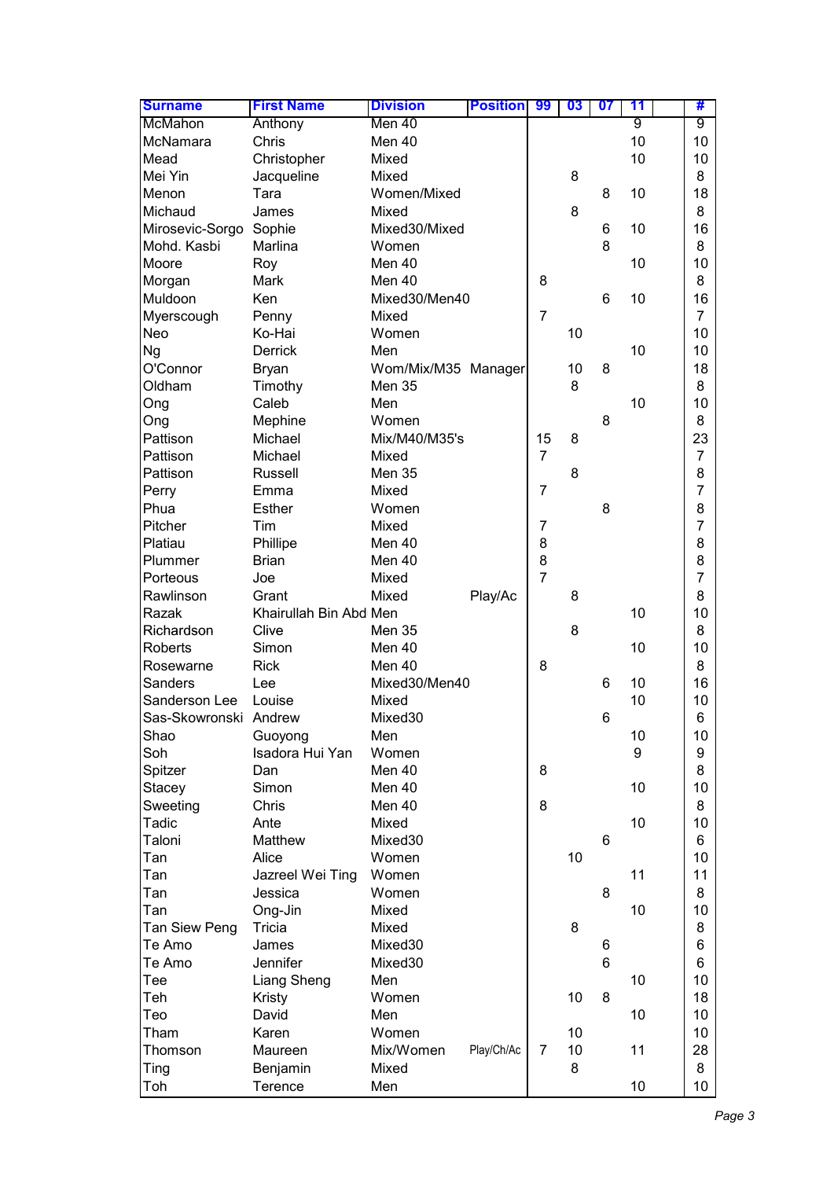| Surname | First Name | Division | Position | 99 | 03 | 07 | 11 | | # |
|---|---|---|---|---|---|---|---|---|---|
| McMahon | Anthony | Men 40 | | | | | 9 | | 9 |
| McNamara | Chris | Men 40 | | | | | 10 | | 10 |
| Mead | Christopher | Mixed | | | | | 10 | | 10 |
| Mei Yin | Jacqueline | Mixed | | | 8 | | | | 8 |
| Menon | Tara | Women/Mixed | | | | 8 | 10 | | 18 |
| Michaud | James | Mixed | | | 8 | | | | 8 |
| Mirosevic-Sorgo | Sophie | Mixed30/Mixed | | | | 6 | 10 | | 16 |
| Mohd. Kasbi | Marlina | Women | | | | 8 | | | 8 |
| Moore | Roy | Men 40 | | | | | 10 | | 10 |
| Morgan | Mark | Men 40 | | 8 | | | | | 8 |
| Muldoon | Ken | Mixed30/Men40 | | | | 6 | 10 | | 16 |
| Myerscough | Penny | Mixed | | 7 | | | | | 7 |
| Neo | Ko-Hai | Women | | | 10 | | | | 10 |
| Ng | Derrick | Men | | | | | 10 | | 10 |
| O'Connor | Bryan | Wom/Mix/M35 | Manager | | 10 | 8 | | | 18 |
| Oldham | Timothy | Men 35 | | | 8 | | | | 8 |
| Ong | Caleb | Men | | | | | 10 | | 10 |
| Ong | Mephine | Women | | | | 8 | | | 8 |
| Pattison | Michael | Mix/M40/M35's | | 15 | 8 | | | | 23 |
| Pattison | Michael | Mixed | | 7 | | | | | 7 |
| Pattison | Russell | Men 35 | | | 8 | | | | 8 |
| Perry | Emma | Mixed | | 7 | | | | | 7 |
| Phua | Esther | Women | | | | 8 | | | 8 |
| Pitcher | Tim | Mixed | | 7 | | | | | 7 |
| Platiau | Phillipe | Men 40 | | 8 | | | | | 8 |
| Plummer | Brian | Men 40 | | 8 | | | | | 8 |
| Porteous | Joe | Mixed | | 7 | | | | | 7 |
| Rawlinson | Grant | Mixed | Play/Ac | | 8 | | | | 8 |
| Razak | Khairullah Bin Abd | Men | | | | | 10 | | 10 |
| Richardson | Clive | Men 35 | | | 8 | | | | 8 |
| Roberts | Simon | Men 40 | | | | | 10 | | 10 |
| Rosewarne | Rick | Men 40 | | 8 | | | | | 8 |
| Sanders | Lee | Mixed30/Men40 | | | | 6 | 10 | | 16 |
| Sanderson Lee | Louise | Mixed | | | | | 10 | | 10 |
| Sas-Skowronski | Andrew | Mixed30 | | | | 6 | | | 6 |
| Shao | Guoyong | Men | | | | | 10 | | 10 |
| Soh | Isadora Hui Yan | Women | | | | | 9 | | 9 |
| Spitzer | Dan | Men 40 | | 8 | | | | | 8 |
| Stacey | Simon | Men 40 | | | | | 10 | | 10 |
| Sweeting | Chris | Men 40 | | 8 | | | | | 8 |
| Tadic | Ante | Mixed | | | | | 10 | | 10 |
| Taloni | Matthew | Mixed30 | | | | 6 | | | 6 |
| Tan | Alice | Women | | | 10 | | | | 10 |
| Tan | Jazreel Wei Ting | Women | | | | | 11 | | 11 |
| Tan | Jessica | Women | | | | 8 | | | 8 |
| Tan | Ong-Jin | Mixed | | | | | 10 | | 10 |
| Tan Siew Peng | Tricia | Mixed | | | 8 | | | | 8 |
| Te Amo | James | Mixed30 | | | | 6 | | | 6 |
| Te Amo | Jennifer | Mixed30 | | | | 6 | | | 6 |
| Tee | Liang Sheng | Men | | | | | 10 | | 10 |
| Teh | Kristy | Women | | | 10 | 8 | | | 18 |
| Teo | David | Men | | | | | 10 | | 10 |
| Tham | Karen | Women | | | 10 | | | | 10 |
| Thomson | Maureen | Mix/Women | Play/Ch/Ac | 7 | 10 | | 11 | | 28 |
| Ting | Benjamin | Mixed | | | 8 | | | | 8 |
| Toh | Terence | Men | | | | | 10 | | 10 |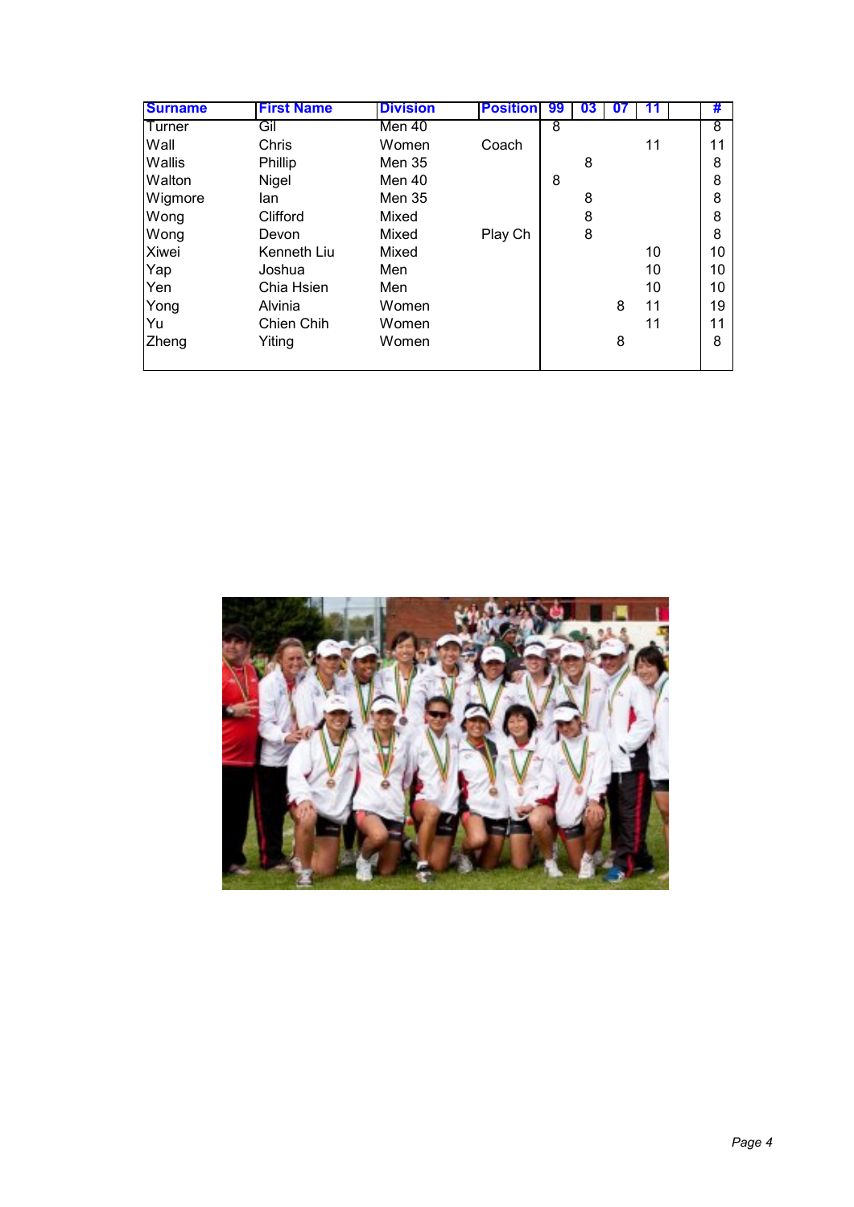| Surname | First Name | Division | Position | 99 | 03 | 07 | 11 | | # |
|---|---|---|---|---|---|---|---|---|---|
| Turner | Gil | Men 40 | | 8 | | | | | 8 |
| Wall | Chris | Women | Coach | | | | 11 | | 11 |
| Wallis | Phillip | Men 35 | | | 8 | | | | 8 |
| Walton | Nigel | Men 40 | | 8 | | | | | 8 |
| Wigmore | Ian | Men 35 | | | 8 | | | | 8 |
| Wong | Clifford | Mixed | | | 8 | | | | 8 |
| Wong | Devon | Mixed | Play Ch | | 8 | | | | 8 |
| Xiwei | Kenneth Liu | Mixed | | | | | 10 | | 10 |
| Yap | Joshua | Men | | | | | 10 | | 10 |
| Yen | Chia Hsien | Men | | | | | 10 | | 10 |
| Yong | Alvinia | Women | | | | 8 | 11 | | 19 |
| Yu | Chien Chih | Women | | | | | 11 | | 11 |
| Zheng | Yiting | Women | | | | 8 | | | 8 |